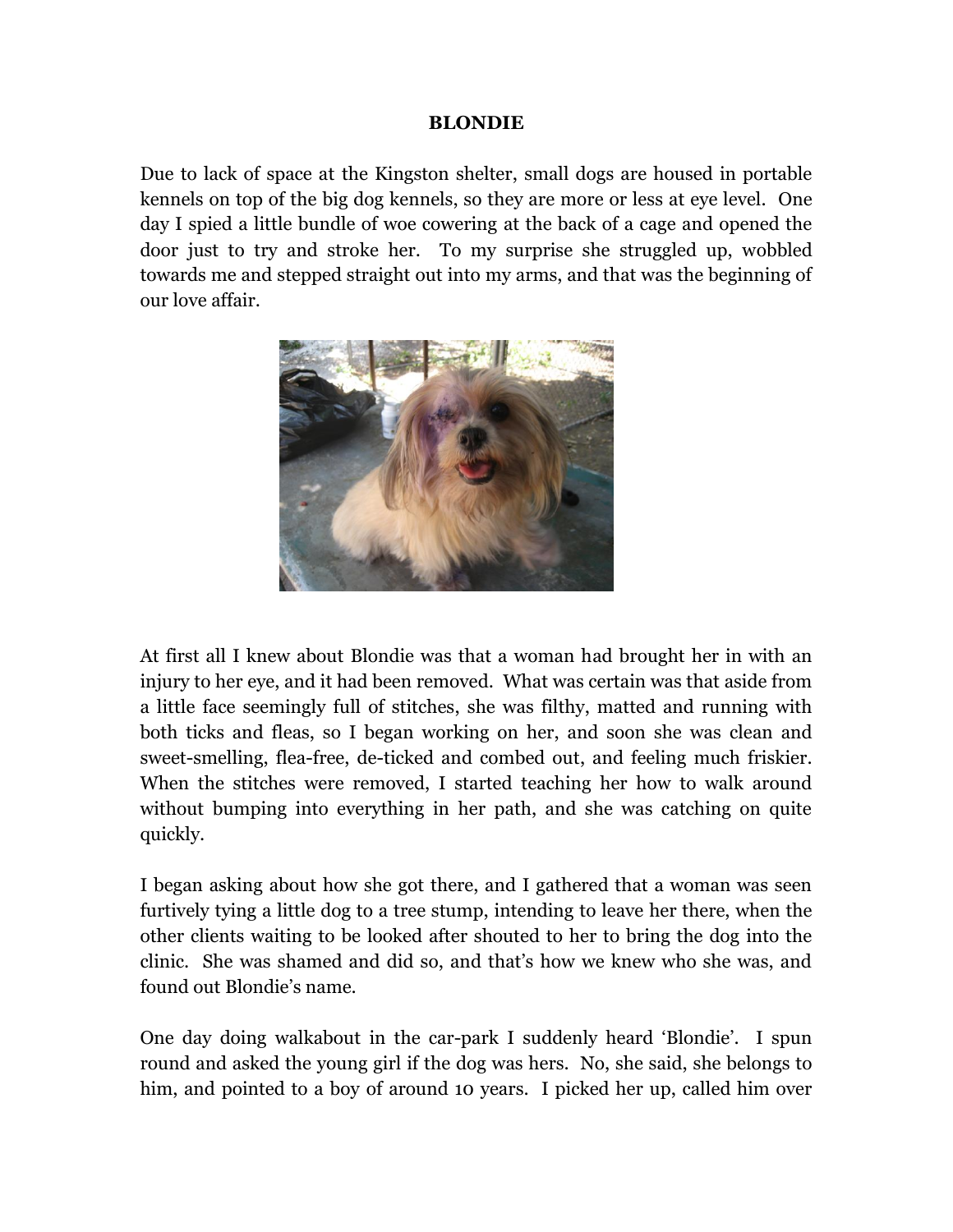# BLONDIE

Due to lack of space at the Kingston shelter, small dogs are housed in portable kennels on top of the big dog kennels, so they are more or less at eye level. One day I spied a little bundle of woe cowering at the back of a cage and opened the door just to try and stroke her. To my surprise she struggled up, wobbled towards me and stepped straight out into my arms, and that was the beginning of our love affair.

At first all I knew about Blondie was that a woman had brought her in with an injury to her eye, and it had been removed. What was certain was that aside from a little face seemingly full of stitches, she was filthy, matted and running with both ticks and fleas, so I began working on her, and soon she was clean and sweet-smelling, flea-free, de-ticked and combed out, and feeling much friskier. When the stitches were removed, I started teaching her how to walk around without bumping into everything in her path, and she was catching on quite quickly.

I began asking about how she got there, and I gathered that a woman was seen furtively tying a little dog to a tree stump, intending to leave her there, when the other clients waiting to be looked after shouted to her to bring the dog into the clinic. She was shamed and did so, and that's how we knew who she was, and found out Blondie's name.

One day doing walkabout in the car-park I suddenly heard 'Blondie'. I spun round and asked the young girl if the dog was hers. No, she said, she belongs to him, and pointed to a boy of around 10 years. I picked her up, called him over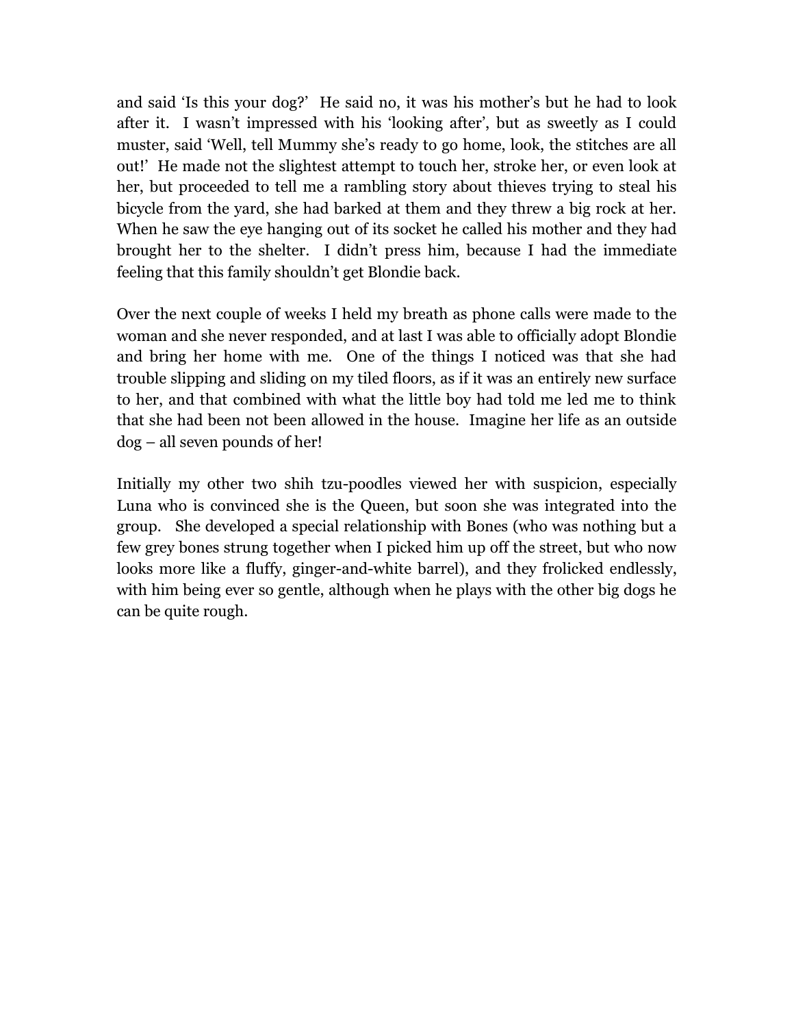and said 'Is this your dog?' He said no, it was his mother's but he had to look after it. I wasn't impressed with his 'looking after', but as sweetly as I could muster, said 'Well, tell Mummy she's ready to go home, look, the stitches are all out!' He made not the slightest attempt to touch her, stroke her, or even look at her, but proceeded to tell me a rambling story about thieves trying to steal his bicycle from the yard, she had barked at them and they threw a big rock at her. When he saw the eye hanging out of its socket he called his mother and they had brought her to the shelter. I didn't press him, because I had the immediate feeling that this family shouldn't get Blondie back.

Over the next couple of weeks I held my breath as phone calls were made to the woman and she never responded, and at last I was able to officially adopt Blondie and bring her home with me. One of the things I noticed was that she had trouble slipping and sliding on my tiled floors, as if it was an entirely new surface to her, and that combined with what the little boy had told me led me to think that she had been not been allowed in the house. Imagine her life as an outside dog – all seven pounds of her!

Initially my other two shih tzu-poodles viewed her with suspicion, especially Luna who is convinced she is the Queen, but soon she was integrated into the group. She developed a special relationship with Bones (who was nothing but a few grey bones strung together when I picked him up off the street, but who now looks more like a fluffy, ginger-and-white barrel), and they frolicked endlessly, with him being ever so gentle, although when he plays with the other big dogs he can be quite rough.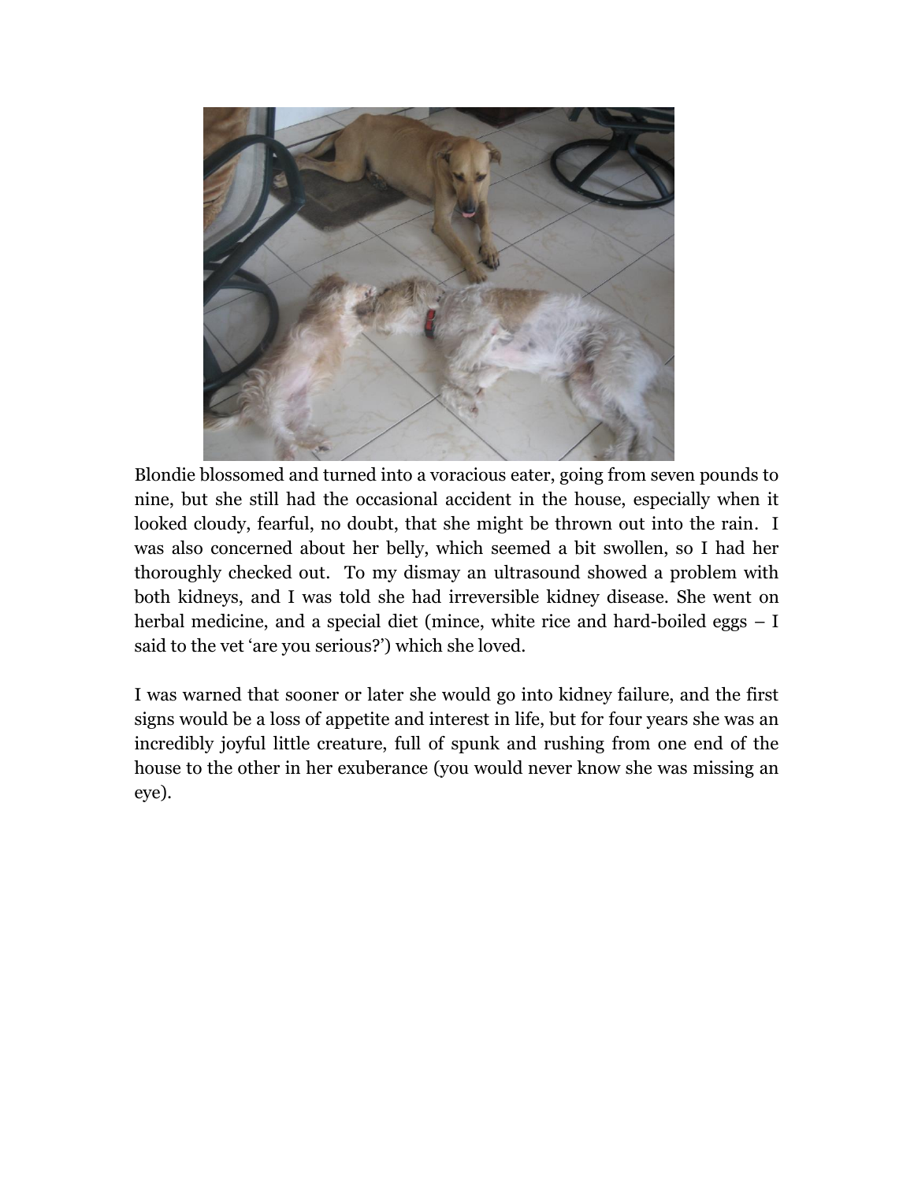Blondie blossomed and turned into a voracious eater, going from seven pounds to nine, but she still had the occasional accident in the house, especially when it looked cloudy, fearful, no doubt, that she might be thrown out into the rain. I was also concerned about her belly, which seemed a bit swollen, so I had her thoroughly checked out. To my dismay an ultrasound showed a problem with both kidneys, and I was told she had irreversible kidney disease. She went on herbal medicine, and a special diet (mince, white rice and hard-boiled eggs – I said to the vet 'are you serious?') which she loved.

I was warned that sooner or later she would go into kidney failure, and the first signs would be a loss of appetite and interest in life, but for four years she was an incredibly joyful little creature, full of spunk and rushing from one end of the house to the other in her exuberance (you would never know she was missing an eye).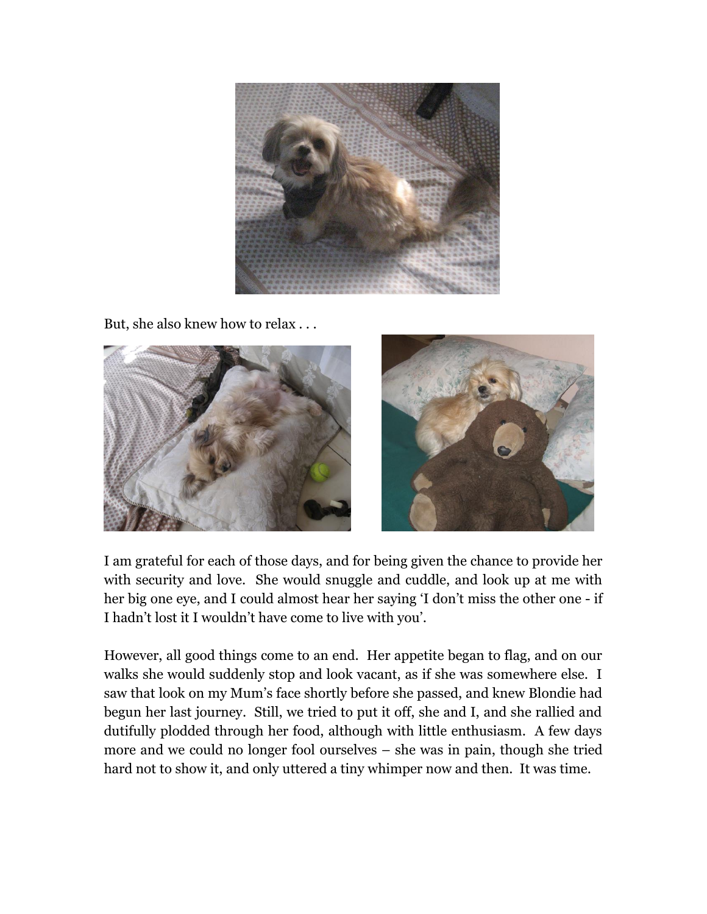But, she also knew how to relax . . .

I am grateful for each of those days, and for being given the chance to provide her with security and love. She would snuggle and cuddle, and look up at me with her big one eye, and I could almost hear her saying 'I don't miss the other one - if I hadn't lost it I wouldn't have come to live with you'.

However, all good things come to an end. Her appetite began to flag, and on our walks she would suddenly stop and look vacant, as if she was somewhere else. I saw that look on my Mum's face shortly before she passed, and knew Blondie had begun her last journey. Still, we tried to put it off, she and I, and she rallied and dutifully plodded through her food, although with little enthusiasm. A few days more and we could no longer fool ourselves – she was in pain, though she tried hard not to show it, and only uttered a tiny whimper now and then. It was time.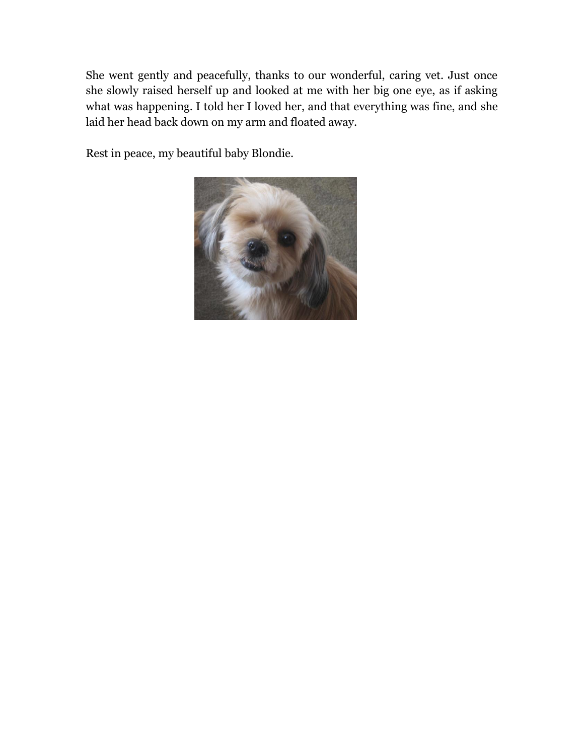She went gently and peacefully, thanks to our wonderful, caring vet. Just once she slowly raised herself up and looked at me with her big one eye, as if asking what was happening. I told her I loved her, and that everything was fine, and she laid her head back down on my arm and floated away.

Rest in peace, my beautiful baby Blondie.